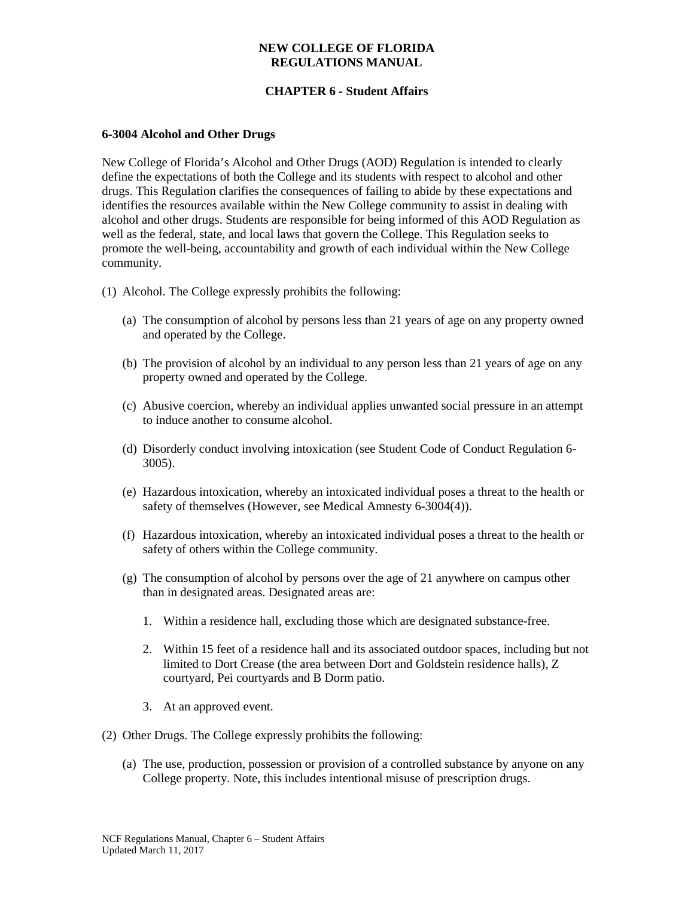**NEW COLLEGE OF FLORIDA**
**REGULATIONS MANUAL**

**CHAPTER 6 - Student Affairs**

### 6-3004 Alcohol and Other Drugs

New College of Florida's Alcohol and Other Drugs (AOD) Regulation is intended to clearly define the expectations of both the College and its students with respect to alcohol and other drugs. This Regulation clarifies the consequences of failing to abide by these expectations and identifies the resources available within the New College community to assist in dealing with alcohol and other drugs. Students are responsible for being informed of this AOD Regulation as well as the federal, state, and local laws that govern the College. This Regulation seeks to promote the well-being, accountability and growth of each individual within the New College community.

(1) Alcohol. The College expressly prohibits the following:

   (a) The consumption of alcohol by persons less than 21 years of age on any property owned and operated by the College.

   (b) The provision of alcohol by an individual to any person less than 21 years of age on any property owned and operated by the College.

   (c) Abusive coercion, whereby an individual applies unwanted social pressure in an attempt to induce another to consume alcohol.

   (d) Disorderly conduct involving intoxication (see Student Code of Conduct Regulation 6-3005).

   (e) Hazardous intoxication, whereby an intoxicated individual poses a threat to the health or safety of themselves (However, see Medical Amnesty 6-3004(4)).

   (f) Hazardous intoxication, whereby an intoxicated individual poses a threat to the health or safety of others within the College community.

   (g) The consumption of alcohol by persons over the age of 21 anywhere on campus other than in designated areas. Designated areas are:

      1. Within a residence hall, excluding those which are designated substance-free.

      2. Within 15 feet of a residence hall and its associated outdoor spaces, including but not limited to Dort Crease (the area between Dort and Goldstein residence halls), Z courtyard, Pei courtyards and B Dorm patio.

      3. At an approved event.

(2) Other Drugs. The College expressly prohibits the following:

   (a) The use, production, possession or provision of a controlled substance by anyone on any College property. Note, this includes intentional misuse of prescription drugs.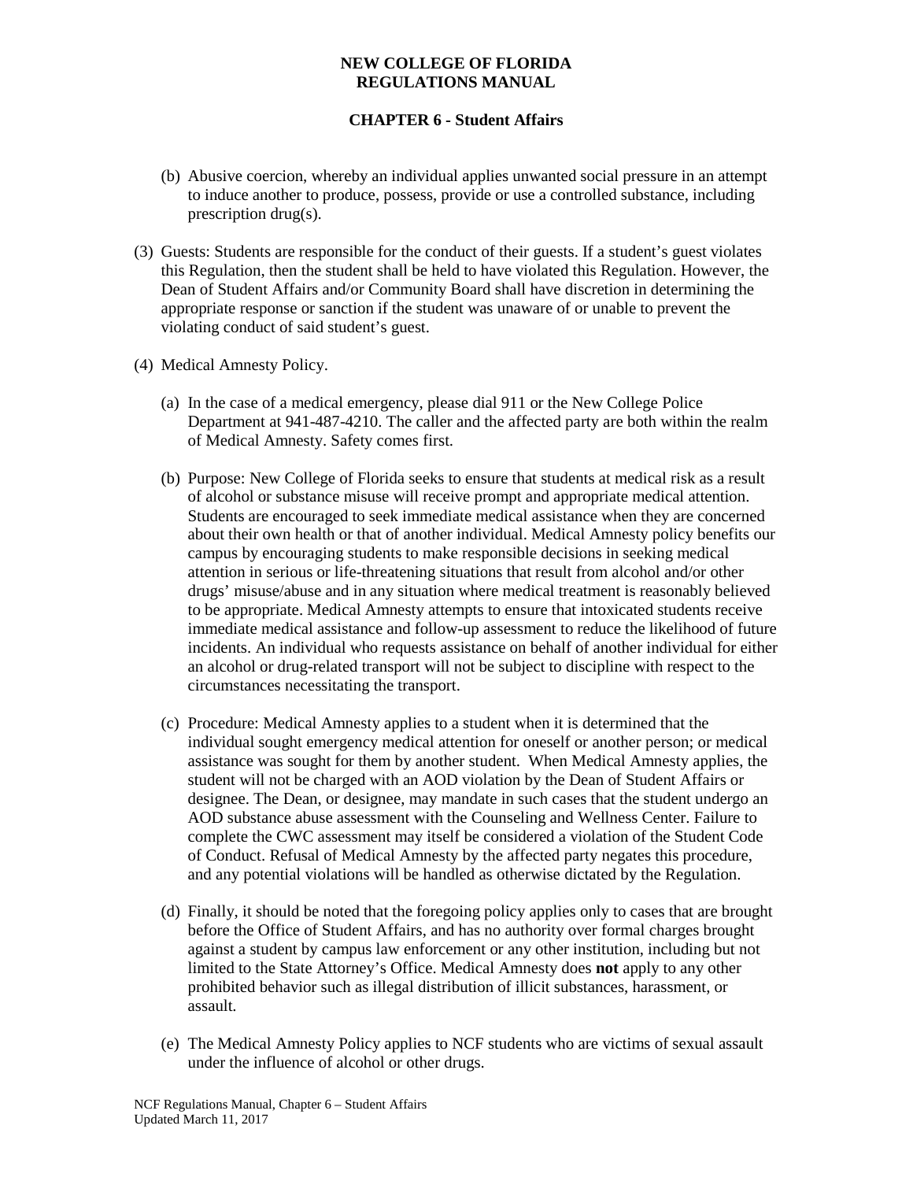(b) Abusive coercion, whereby an individual applies unwanted social pressure in an attempt to induce another to produce, possess, provide or use a controlled substance, including prescription drug(s).

(3) Guests: Students are responsible for the conduct of their guests. If a student's guest violates this Regulation, then the student shall be held to have violated this Regulation. However, the Dean of Student Affairs and/or Community Board shall have discretion in determining the appropriate response or sanction if the student was unaware of or unable to prevent the violating conduct of said student's guest.

(4) Medical Amnesty Policy.

(a) In the case of a medical emergency, please dial 911 or the New College Police Department at 941-487-4210. The caller and the affected party are both within the realm of Medical Amnesty. Safety comes first.

(b) Purpose: New College of Florida seeks to ensure that students at medical risk as a result of alcohol or substance misuse will receive prompt and appropriate medical attention. Students are encouraged to seek immediate medical assistance when they are concerned about their own health or that of another individual. Medical Amnesty policy benefits our campus by encouraging students to make responsible decisions in seeking medical attention in serious or life-threatening situations that result from alcohol and/or other drugs' misuse/abuse and in any situation where medical treatment is reasonably believed to be appropriate. Medical Amnesty attempts to ensure that intoxicated students receive immediate medical assistance and follow-up assessment to reduce the likelihood of future incidents. An individual who requests assistance on behalf of another individual for either an alcohol or drug-related transport will not be subject to discipline with respect to the circumstances necessitating the transport.

(c) Procedure: Medical Amnesty applies to a student when it is determined that the individual sought emergency medical attention for oneself or another person; or medical assistance was sought for them by another student. When Medical Amnesty applies, the student will not be charged with an AOD violation by the Dean of Student Affairs or designee. The Dean, or designee, may mandate in such cases that the student undergo an AOD substance abuse assessment with the Counseling and Wellness Center. Failure to complete the CWC assessment may itself be considered a violation of the Student Code of Conduct. Refusal of Medical Amnesty by the affected party negates this procedure, and any potential violations will be handled as otherwise dictated by the Regulation.

(d) Finally, it should be noted that the foregoing policy applies only to cases that are brought before the Office of Student Affairs, and has no authority over formal charges brought against a student by campus law enforcement or any other institution, including but not limited to the State Attorney's Office. Medical Amnesty does **not** apply to any other prohibited behavior such as illegal distribution of illicit substances, harassment, or assault.

(e) The Medical Amnesty Policy applies to NCF students who are victims of sexual assault under the influence of alcohol or other drugs.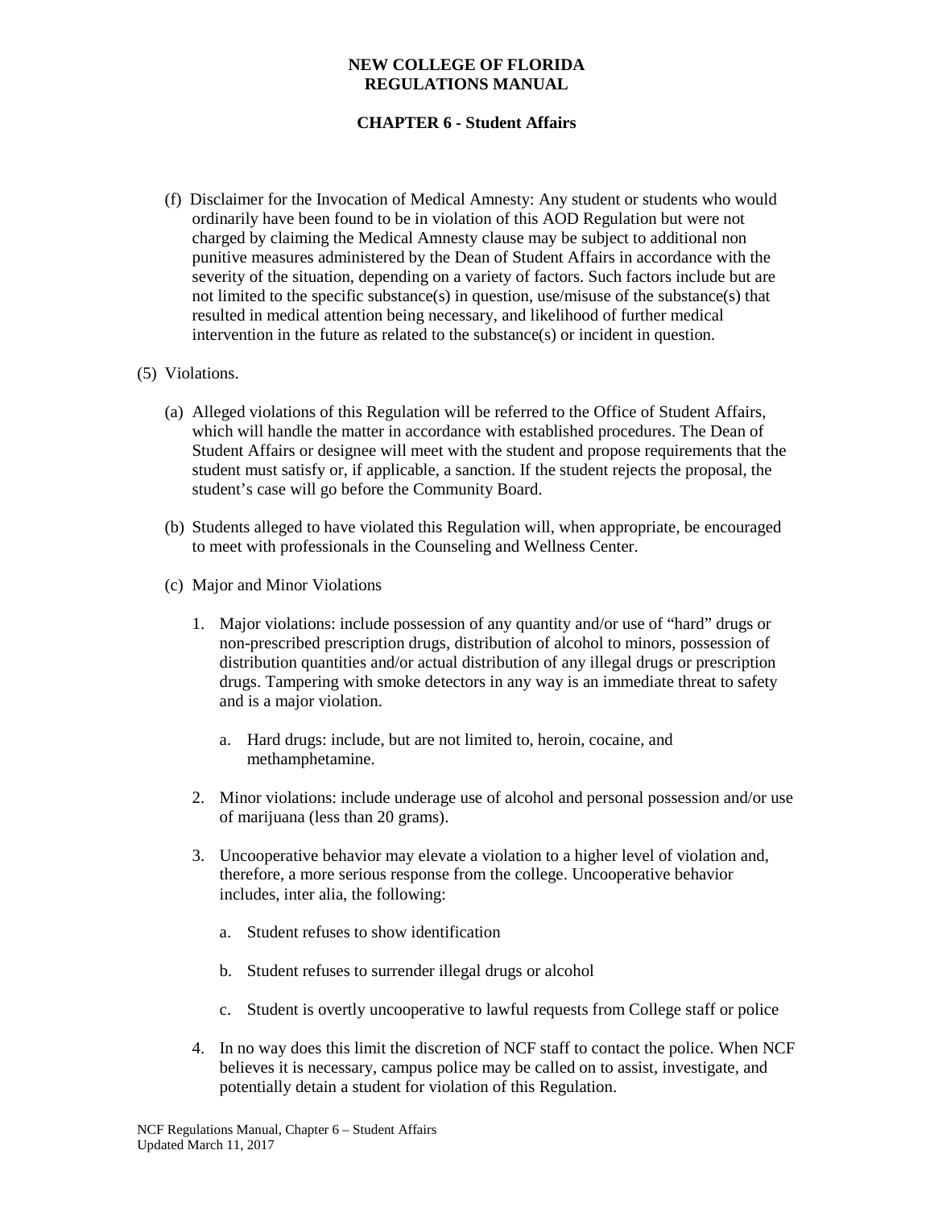(f) Disclaimer for the Invocation of Medical Amnesty: Any student or students who would ordinarily have been found to be in violation of this AOD Regulation but were not charged by claiming the Medical Amnesty clause may be subject to additional non punitive measures administered by the Dean of Student Affairs in accordance with the severity of the situation, depending on a variety of factors. Such factors include but are not limited to the specific substance(s) in question, use/misuse of the substance(s) that resulted in medical attention being necessary, and likelihood of further medical intervention in the future as related to the substance(s) or incident in question.

(5) Violations.

(a) Alleged violations of this Regulation will be referred to the Office of Student Affairs, which will handle the matter in accordance with established procedures. The Dean of Student Affairs or designee will meet with the student and propose requirements that the student must satisfy or, if applicable, a sanction. If the student rejects the proposal, the student's case will go before the Community Board.

(b) Students alleged to have violated this Regulation will, when appropriate, be encouraged to meet with professionals in the Counseling and Wellness Center.

(c) Major and Minor Violations

1. Major violations: include possession of any quantity and/or use of "hard" drugs or non-prescribed prescription drugs, distribution of alcohol to minors, possession of distribution quantities and/or actual distribution of any illegal drugs or prescription drugs. Tampering with smoke detectors in any way is an immediate threat to safety and is a major violation.

   a. Hard drugs: include, but are not limited to, heroin, cocaine, and methamphetamine.

2. Minor violations: include underage use of alcohol and personal possession and/or use of marijuana (less than 20 grams).

3. Uncooperative behavior may elevate a violation to a higher level of violation and, therefore, a more serious response from the college. Uncooperative behavior includes, inter alia, the following:

   a. Student refuses to show identification

   b. Student refuses to surrender illegal drugs or alcohol

   c. Student is overtly uncooperative to lawful requests from College staff or police

4. In no way does this limit the discretion of NCF staff to contact the police. When NCF believes it is necessary, campus police may be called on to assist, investigate, and potentially detain a student for violation of this Regulation.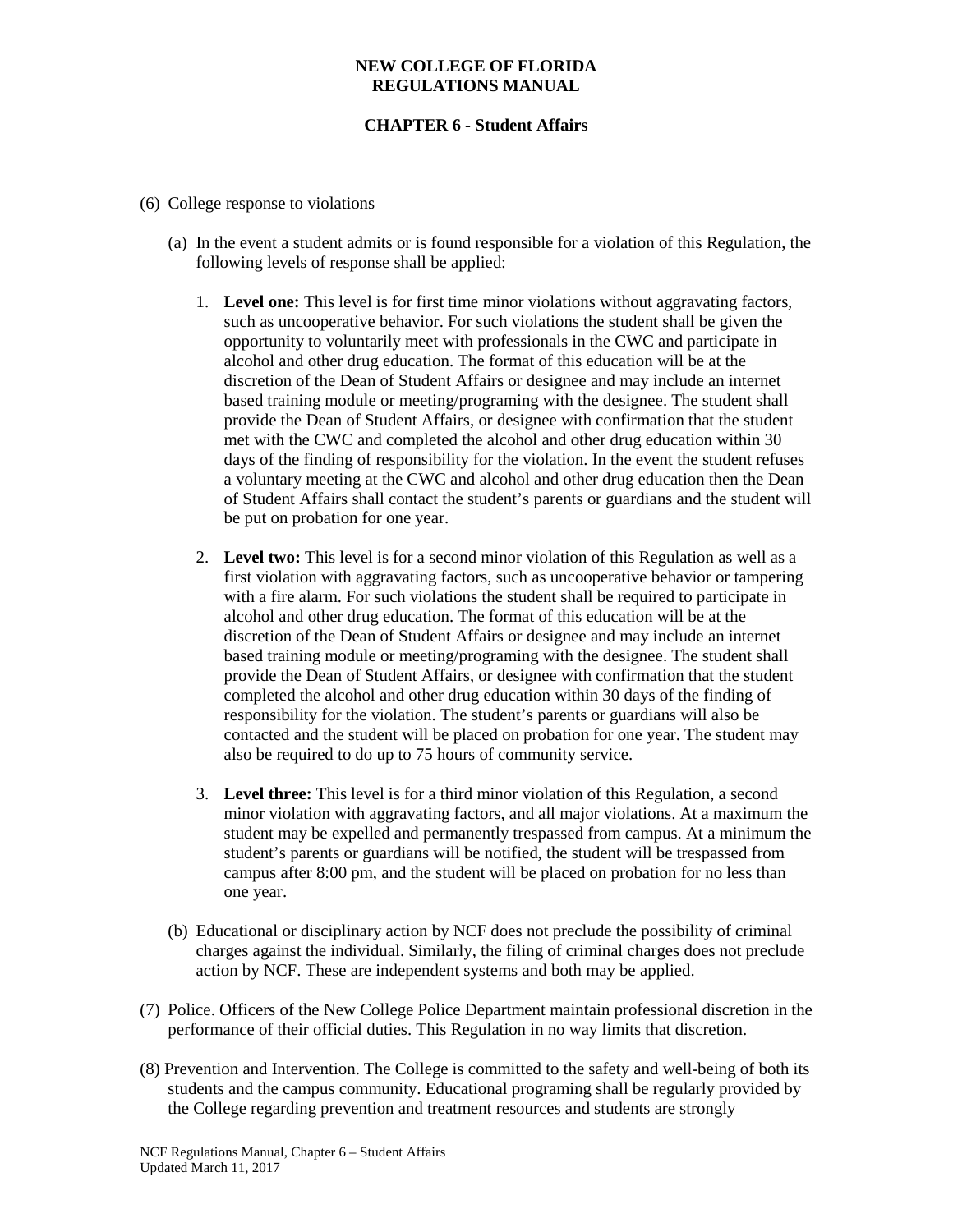(6) College response to violations

(a) In the event a student admits or is found responsible for a violation of this Regulation, the following levels of response shall be applied:

1. **Level one:** This level is for first time minor violations without aggravating factors, such as uncooperative behavior. For such violations the student shall be given the opportunity to voluntarily meet with professionals in the CWC and participate in alcohol and other drug education. The format of this education will be at the discretion of the Dean of Student Affairs or designee and may include an internet based training module or meeting/programing with the designee. The student shall provide the Dean of Student Affairs, or designee with confirmation that the student met with the CWC and completed the alcohol and other drug education within 30 days of the finding of responsibility for the violation. In the event the student refuses a voluntary meeting at the CWC and alcohol and other drug education then the Dean of Student Affairs shall contact the student's parents or guardians and the student will be put on probation for one year.

2. **Level two:** This level is for a second minor violation of this Regulation as well as a first violation with aggravating factors, such as uncooperative behavior or tampering with a fire alarm. For such violations the student shall be required to participate in alcohol and other drug education. The format of this education will be at the discretion of the Dean of Student Affairs or designee and may include an internet based training module or meeting/programing with the designee. The student shall provide the Dean of Student Affairs, or designee with confirmation that the student completed the alcohol and other drug education within 30 days of the finding of responsibility for the violation. The student's parents or guardians will also be contacted and the student will be placed on probation for one year. The student may also be required to do up to 75 hours of community service.

3. **Level three:** This level is for a third minor violation of this Regulation, a second minor violation with aggravating factors, and all major violations. At a maximum the student may be expelled and permanently trespassed from campus. At a minimum the student's parents or guardians will be notified, the student will be trespassed from campus after 8:00 pm, and the student will be placed on probation for no less than one year.

(b) Educational or disciplinary action by NCF does not preclude the possibility of criminal charges against the individual. Similarly, the filing of criminal charges does not preclude action by NCF. These are independent systems and both may be applied.

(7) Police. Officers of the New College Police Department maintain professional discretion in the performance of their official duties. This Regulation in no way limits that discretion.

(8) Prevention and Intervention. The College is committed to the safety and well-being of both its students and the campus community. Educational programing shall be regularly provided by the College regarding prevention and treatment resources and students are strongly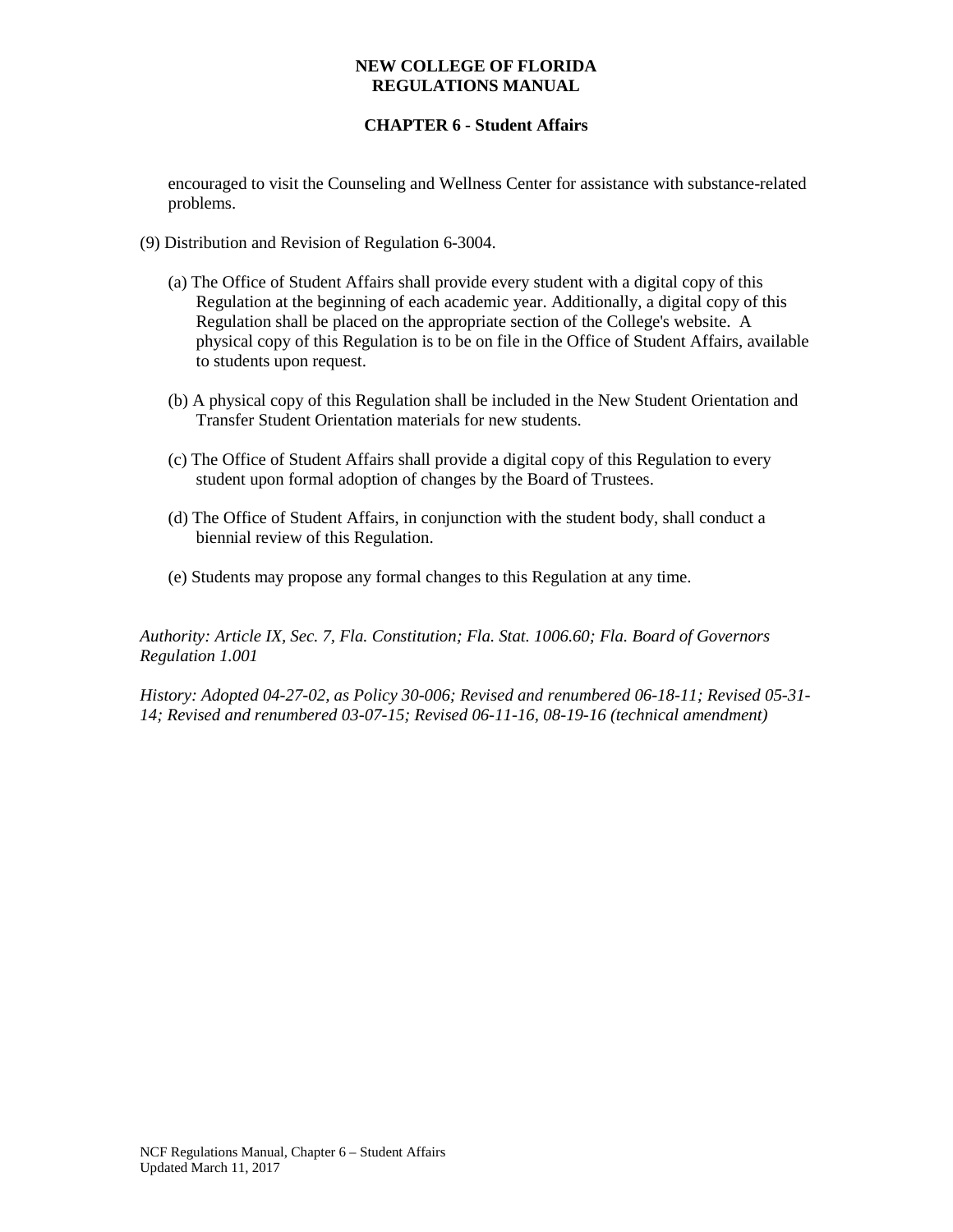encouraged to visit the Counseling and Wellness Center for assistance with substance-related problems.

(9) Distribution and Revision of Regulation 6-3004.

(a) The Office of Student Affairs shall provide every student with a digital copy of this Regulation at the beginning of each academic year. Additionally, a digital copy of this Regulation shall be placed on the appropriate section of the College's website. A physical copy of this Regulation is to be on file in the Office of Student Affairs, available to students upon request.

(b) A physical copy of this Regulation shall be included in the New Student Orientation and Transfer Student Orientation materials for new students.

(c) The Office of Student Affairs shall provide a digital copy of this Regulation to every student upon formal adoption of changes by the Board of Trustees.

(d) The Office of Student Affairs, in conjunction with the student body, shall conduct a biennial review of this Regulation.

(e) Students may propose any formal changes to this Regulation at any time.

*Authority: Article IX, Sec. 7, Fla. Constitution; Fla. Stat. 1006.60; Fla. Board of Governors Regulation 1.001*

*History: Adopted 04-27-02, as Policy 30-006; Revised and renumbered 06-18-11; Revised 05-31-14; Revised and renumbered 03-07-15; Revised 06-11-16, 08-19-16 (technical amendment)*